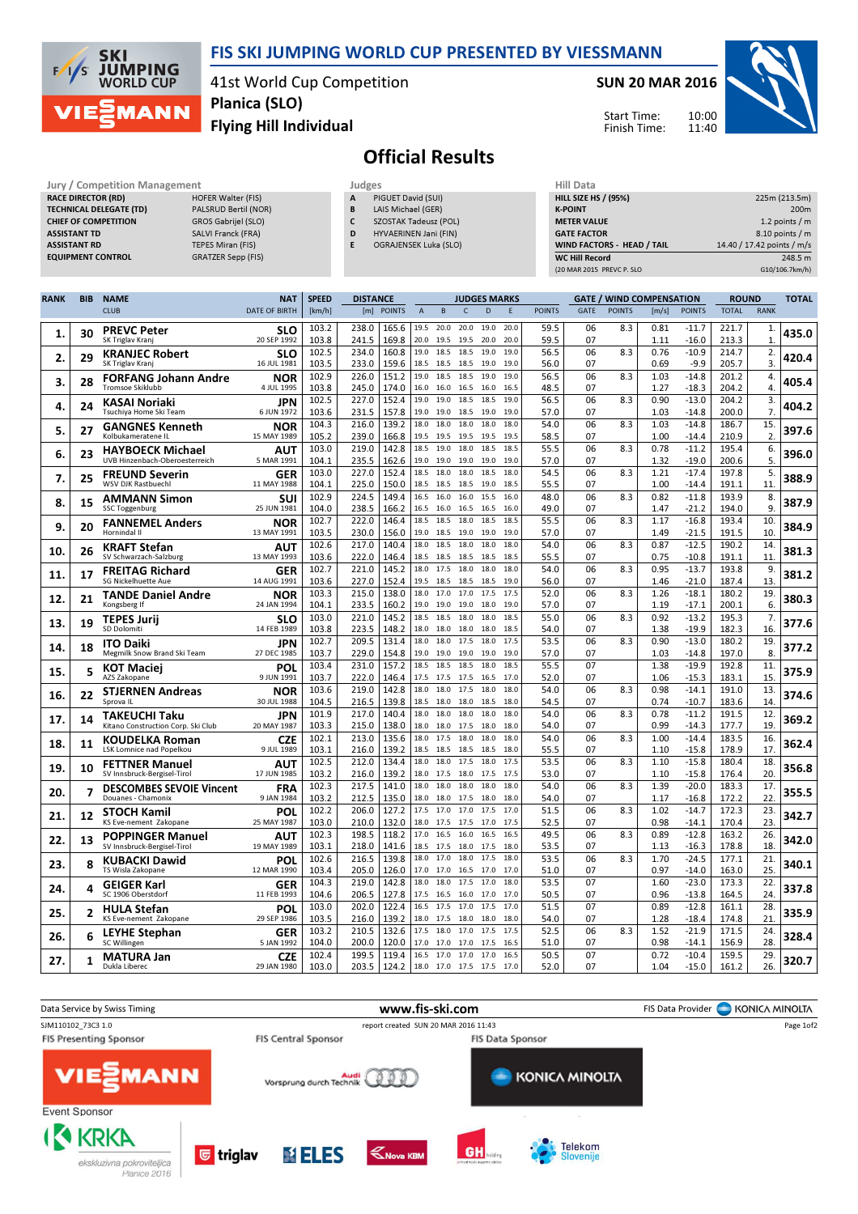# FIS SKI JUMPING WORLD CUP PRESENTED BY VIESSMANN

41st World Cup Competition
Planica (SLO)
Flying Hill Individual

SUN 20 MAR 2016

Start Time: 10:00
Finish Time: 11:40

## Official Results

**Jury / Competition Management**

| | |
|---|---|
| RACE DIRECTOR (RD) | HOFER Walter (FIS) |
| TECHNICAL DELEGATE (TD) | PALSRUD Bertil (NOR) |
| CHIEF OF COMPETITION | GROS Gabrijel (SLO) |
| ASSISTANT TD | SALVI Franck (FRA) |
| ASSISTANT RD | TEPES Miran (FIS) |
| EQUIPMENT CONTROL | GRATZER Sepp (FIS) |

**Judges**

| | |
|---|---|
| A | PIGUET David (SUI) |
| B | LAIS Michael (GER) |
| C | SZOSTAK Tadeusz (POL) |
| D | HYVAERINEN Jani (FIN) |
| E | OGRAJENSEK Luka (SLO) |

**Hill Data**

| | |
|---|---|
| HILL SIZE HS / (95%) | 225m (213.5m) |
| K-POINT | 200m |
| METER VALUE | 1.2 points / m |
| GATE FACTOR | 8.10 points / m |
| WIND FACTORS - HEAD / TAIL | 14.40 / 17.42 points / m/s |
| WC Hill Record | 248.5 m |
| (20 MAR 2015 PREVC P. SLO | G10/106.7km/h) |

| RANK | BIB | NAME / CLUB | NAT / DATE OF BIRTH | SPEED [km/h] | DISTANCE [m] | DISTANCE POINTS | A | B | C | D | E | JUDGES POINTS | GATE | GATE POINTS | WIND [m/s] | WIND POINTS | ROUND TOTAL | ROUND RANK | TOTAL |
|---|---|---|---|---|---|---|---|---|---|---|---|---|---|---|---|---|---|---|---|
| 1. | 30 | PREVC Peter / SK Triglav Kranj | SLO / 20 SEP 1992 | 103.2 | 238.0 | 165.6 | 19.5 | 20.0 | 20.0 | 19.0 | 20.0 | 59.5 | 06 | 8.3 | 0.81 | -11.7 | 221.7 | 1. | 435.0 |
| | | | | 103.8 | 241.5 | 169.8 | 20.0 | 19.5 | 19.5 | 20.0 | 20.0 | 59.5 | 07 | | 1.11 | -16.0 | 213.3 | 1. | |
| 2. | 29 | KRANJEC Robert / SK Triglav Kranj | SLO / 16 JUL 1981 | 102.5 | 234.0 | 160.8 | 19.0 | 18.5 | 18.5 | 19.0 | 19.0 | 56.5 | 06 | 8.3 | 0.76 | -10.9 | 214.7 | 2. | 420.4 |
| | | | | 103.5 | 233.0 | 159.6 | 18.5 | 18.5 | 18.5 | 19.0 | 19.0 | 56.0 | 07 | | 0.69 | -9.9 | 205.7 | 3. | |
| 3. | 28 | FORFANG Johann Andre / Tromsoe Skiklubb | NOR / 4 JUL 1995 | 102.9 | 226.0 | 151.2 | 19.0 | 18.5 | 18.5 | 19.0 | 19.0 | 56.5 | 06 | 8.3 | 1.03 | -14.8 | 201.2 | 4. | 405.4 |
| | | | | 103.8 | 245.0 | 174.0 | 16.0 | 16.0 | 16.5 | 16.0 | 16.5 | 48.5 | 07 | | 1.27 | -18.3 | 204.2 | 4. | |
| 4. | 24 | KASAI Noriaki / Tsuchiya Home Ski Team | JPN / 6 JUN 1972 | 102.5 | 227.0 | 152.4 | 19.0 | 19.0 | 18.5 | 18.5 | 19.0 | 56.5 | 06 | 8.3 | 0.90 | -13.0 | 204.2 | 3. | 404.2 |
| | | | | 103.6 | 231.5 | 157.8 | 19.0 | 19.0 | 18.5 | 19.0 | 19.0 | 57.0 | 07 | | 1.03 | -14.8 | 200.0 | 7. | |
| 5. | 27 | GANGNES Kenneth / Kolbukameratene IL | NOR / 15 MAY 1989 | 104.3 | 216.0 | 139.2 | 18.0 | 18.0 | 18.0 | 18.0 | 18.0 | 54.0 | 06 | 8.3 | 1.03 | -14.8 | 186.7 | 15. | 397.6 |
| | | | | 105.2 | 239.0 | 166.8 | 19.5 | 19.5 | 19.5 | 19.5 | 19.5 | 58.5 | 07 | | 1.00 | -14.4 | 210.9 | 2. | |
| 6. | 23 | HAYBOECK Michael / UVB Hinzenbach-Oberoesterreich | AUT / 5 MAR 1991 | 103.0 | 219.0 | 142.8 | 18.5 | 19.0 | 18.0 | 18.5 | 18.5 | 55.5 | 06 | 8.3 | 0.78 | -11.2 | 195.4 | 6. | 396.0 |
| | | | | 104.1 | 235.5 | 162.6 | 19.0 | 19.0 | 19.0 | 19.0 | 19.0 | 57.0 | 07 | | 1.32 | -19.0 | 200.6 | 5. | |
| 7. | 25 | FREUND Severin / WSV DJK Rastbuechl | GER / 11 MAY 1988 | 103.0 | 227.0 | 152.4 | 18.5 | 18.0 | 18.0 | 18.5 | 18.0 | 54.5 | 06 | 8.3 | 1.21 | -17.4 | 197.8 | 5. | 388.9 |
| | | | | 104.1 | 225.0 | 150.0 | 18.5 | 18.5 | 18.5 | 19.0 | 18.5 | 55.5 | 07 | | 1.00 | -14.4 | 191.1 | 11. | |
| 8. | 15 | AMMANN Simon / SSC Toggenburg | SUI / 25 JUN 1981 | 102.9 | 224.5 | 149.4 | 16.5 | 16.0 | 16.0 | 15.5 | 16.0 | 48.0 | 06 | 8.3 | 0.82 | -11.8 | 193.9 | 8. | 387.9 |
| | | | | 104.0 | 238.5 | 166.2 | 16.5 | 16.0 | 16.5 | 16.5 | 16.0 | 49.0 | 07 | | 1.47 | -21.2 | 194.0 | 9. | |
| 9. | 20 | FANNEMEL Anders / Hornindal Il | NOR / 13 MAY 1991 | 102.7 | 222.0 | 146.4 | 18.5 | 18.5 | 18.0 | 18.5 | 18.5 | 55.5 | 06 | 8.3 | 1.17 | -16.8 | 193.4 | 10. | 384.9 |
| | | | | 103.5 | 230.0 | 156.0 | 19.0 | 18.5 | 19.0 | 19.0 | 19.0 | 57.0 | 07 | | 1.49 | -21.5 | 191.5 | 10. | |
| 10. | 26 | KRAFT Stefan / SV Schwarzach-Salzburg | AUT / 13 MAY 1993 | 102.6 | 217.0 | 140.4 | 18.0 | 18.5 | 18.0 | 18.0 | 18.0 | 54.0 | 06 | 8.3 | 0.87 | -12.5 | 190.2 | 14. | 381.3 |
| | | | | 103.6 | 222.0 | 146.4 | 18.5 | 18.5 | 18.5 | 18.5 | 18.5 | 55.5 | 07 | | 0.75 | -10.8 | 191.1 | 11. | |
| 11. | 17 | FREITAG Richard / SG Nickelhuette Aue | GER / 14 AUG 1991 | 102.7 | 221.0 | 145.2 | 18.0 | 17.5 | 18.0 | 18.0 | 18.0 | 54.0 | 06 | 8.3 | 0.95 | -13.7 | 193.8 | 9. | 381.2 |
| | | | | 103.6 | 227.0 | 152.4 | 19.5 | 18.5 | 18.5 | 18.5 | 19.0 | 56.0 | 07 | | 1.46 | -21.0 | 187.4 | 13. | |
| 12. | 21 | TANDE Daniel Andre / Kongsberg If | NOR / 24 JAN 1994 | 103.3 | 215.0 | 138.0 | 18.0 | 17.0 | 17.0 | 17.5 | 17.5 | 52.0 | 06 | 8.3 | 1.26 | -18.1 | 180.2 | 19. | 380.3 |
| | | | | 104.1 | 233.5 | 160.2 | 19.0 | 19.0 | 19.0 | 18.0 | 19.0 | 57.0 | 07 | | 1.19 | -17.1 | 200.1 | 6. | |
| 13. | 19 | TEPES Jurij / SD Dolomiti | SLO / 14 FEB 1989 | 103.0 | 221.0 | 145.2 | 18.5 | 18.5 | 18.0 | 18.0 | 18.5 | 55.0 | 06 | 8.3 | 0.92 | -13.2 | 195.3 | 7. | 377.6 |
| | | | | 103.8 | 223.5 | 148.2 | 18.0 | 18.0 | 18.0 | 18.0 | 18.5 | 54.0 | 07 | | 1.38 | -19.9 | 182.3 | 16. | |
| 14. | 18 | ITO Daiki / Megmilk Snow Brand Ski Team | JPN / 27 DEC 1985 | 102.7 | 209.5 | 131.4 | 18.0 | 18.0 | 17.5 | 18.0 | 17.5 | 53.5 | 06 | 8.3 | 0.90 | -13.0 | 180.2 | 19. | 377.2 |
| | | | | 103.7 | 229.0 | 154.8 | 19.0 | 19.0 | 19.0 | 19.0 | 19.0 | 57.0 | 07 | | 1.03 | -14.8 | 197.0 | 8. | |
| 15. | 5 | KOT Maciej / AZS Zakopane | POL / 9 JUN 1991 | 103.4 | 231.0 | 157.2 | 18.5 | 18.5 | 18.5 | 18.0 | 18.5 | 55.5 | 07 | | 1.38 | -19.9 | 192.8 | 11. | 375.9 |
| | | | | 103.7 | 222.0 | 146.4 | 17.5 | 17.5 | 17.5 | 16.5 | 17.0 | 52.0 | 07 | | 1.06 | -15.3 | 183.1 | 15. | |
| 16. | 22 | STJERNEN Andreas / Sprova IL | NOR / 30 JUL 1988 | 103.6 | 219.0 | 142.8 | 18.0 | 18.0 | 17.5 | 18.0 | 18.0 | 54.0 | 06 | 8.3 | 0.98 | -14.1 | 191.0 | 13. | 374.6 |
| | | | | 104.5 | 216.5 | 139.8 | 18.5 | 18.0 | 18.0 | 18.5 | 18.0 | 54.5 | 07 | | 0.74 | -10.7 | 183.6 | 14. | |
| 17. | 14 | TAKEUCHI Taku / Kitano Construction Corp. Ski Club | JPN / 20 MAY 1987 | 101.9 | 217.0 | 140.4 | 18.0 | 18.0 | 18.0 | 18.0 | 18.0 | 54.0 | 06 | 8.3 | 0.78 | -11.2 | 191.5 | 12. | 369.2 |
| | | | | 103.3 | 215.0 | 138.0 | 18.0 | 18.0 | 17.5 | 18.0 | 18.0 | 54.0 | 07 | | 0.99 | -14.3 | 177.7 | 19. | |
| 18. | 11 | KOUDELKA Roman / LSK Lomnice nad Popelkou | CZE / 9 JUL 1989 | 102.1 | 213.0 | 135.6 | 18.0 | 17.5 | 18.0 | 18.0 | 18.0 | 54.0 | 06 | 8.3 | 1.00 | -14.4 | 183.5 | 16. | 362.4 |
| | | | | 103.1 | 216.0 | 139.2 | 18.5 | 18.5 | 18.5 | 18.5 | 18.5 | 55.5 | 07 | | 1.10 | -15.8 | 178.9 | 17. | |
| 19. | 10 | FETTNER Manuel / SV Innsbruck-Bergisel-Tirol | AUT / 17 JUN 1985 | 102.5 | 212.0 | 134.4 | 18.0 | 18.0 | 17.5 | 18.0 | 17.5 | 53.5 | 06 | 8.3 | 1.10 | -15.8 | 180.4 | 18. | 356.8 |
| | | | | 103.2 | 216.0 | 139.2 | 18.0 | 17.5 | 18.0 | 17.5 | 17.5 | 53.0 | 07 | | 1.10 | -15.8 | 176.4 | 20. | |
| 20. | 7 | DESCOMBES SEVOIE Vincent / Douanes - Chamonix | FRA / 9 JAN 1984 | 102.3 | 217.5 | 141.0 | 18.0 | 18.0 | 18.0 | 18.0 | 18.0 | 54.0 | 06 | 8.3 | 1.39 | -20.0 | 183.3 | 17. | 355.5 |
| | | | | 103.2 | 212.5 | 135.0 | 18.0 | 18.0 | 17.5 | 18.0 | 18.0 | 54.0 | 07 | | 1.17 | -16.8 | 172.2 | 22. | |
| 21. | 12 | STOCH Kamil / KS Eve-nement Zakopane | POL / 25 MAY 1987 | 102.2 | 206.0 | 127.2 | 17.5 | 17.0 | 17.0 | 17.5 | 17.0 | 51.5 | 06 | 8.3 | 1.02 | -14.7 | 172.3 | 23. | 342.7 |
| | | | | 103.0 | 210.0 | 132.0 | 18.0 | 17.5 | 17.5 | 17.0 | 17.5 | 52.5 | 07 | | 0.98 | -14.1 | 170.4 | 23. | |
| 22. | 13 | POPPINGER Manuel / SV Innsbruck-Bergisel-Tirol | AUT / 19 MAY 1989 | 102.3 | 198.5 | 118.2 | 17.0 | 16.5 | 16.0 | 16.5 | 16.5 | 49.5 | 06 | 8.3 | 0.89 | -12.8 | 163.2 | 26. | 342.0 |
| | | | | 103.1 | 218.0 | 141.6 | 18.5 | 17.5 | 18.0 | 17.5 | 18.0 | 53.5 | 07 | | 1.13 | -16.3 | 178.8 | 18. | |
| 23. | 8 | KUBACKI Dawid / TS Wisla Zakopane | POL / 12 MAR 1990 | 102.6 | 216.5 | 139.8 | 18.0 | 17.0 | 18.0 | 17.5 | 18.0 | 53.5 | 06 | 8.3 | 1.70 | -24.5 | 177.1 | 21. | 340.1 |
| | | | | 103.4 | 205.0 | 126.0 | 17.0 | 17.0 | 16.5 | 17.0 | 17.0 | 51.0 | 07 | | 0.97 | -14.0 | 163.0 | 25. | |
| 24. | 4 | GEIGER Karl / SC 1906 Oberstdorf | GER / 11 FEB 1993 | 104.3 | 219.0 | 142.8 | 18.0 | 18.0 | 17.5 | 17.0 | 18.0 | 53.5 | 07 | | 1.60 | -23.0 | 173.3 | 22. | 337.8 |
| | | | | 104.6 | 206.5 | 127.8 | 17.5 | 16.5 | 16.0 | 17.0 | 17.0 | 50.5 | 07 | | 0.96 | -13.8 | 164.5 | 24. | |
| 25. | 2 | HULA Stefan / KS Eve-nement Zakopane | POL / 29 SEP 1986 | 103.0 | 202.0 | 122.4 | 16.5 | 17.0 | 17.0 | 17.5 | 17.0 | 51.5 | 07 | | 0.89 | -12.8 | 161.1 | 28. | 335.9 |
| | | | | 103.5 | 216.0 | 139.2 | 18.0 | 17.5 | 18.0 | 18.0 | 18.0 | 54.0 | 07 | | 1.28 | -18.4 | 174.8 | 21. | |
| 26. | 6 | LEYHE Stephan / SC Willingen | GER / 5 JAN 1992 | 103.2 | 210.5 | 132.6 | 17.5 | 18.0 | 17.0 | 17.5 | 17.5 | 52.5 | 06 | 8.3 | 1.52 | -21.9 | 171.5 | 24. | 328.4 |
| | | | | 104.0 | 200.0 | 120.0 | 17.0 | 17.0 | 17.0 | 17.0 | 16.5 | 51.0 | 07 | | 0.98 | -14.1 | 156.9 | 28. | |
| 27. | 1 | MATURA Jan / Dukla Liberec | CZE / 29 JAN 1980 | 102.4 | 199.5 | 119.4 | 16.5 | 17.0 | 17.0 | 17.0 | 16.5 | 50.5 | 07 | | 0.72 | -10.4 | 159.5 | 29. | 320.7 |
| | | | | 103.0 | 203.5 | 124.2 | 18.0 | 17.0 | 17.5 | 17.5 | 17.0 | 52.0 | 07 | | 1.04 | -15.0 | 161.2 | 26. | |

Data Service by Swiss Timing — www.fis-ski.com — FIS Data Provider KONICA MINOLTA

SJM110102_73C3 1.0 — report created SUN 20 MAR 2016 11:43

FIS Presenting Sponsor: VIESSMANN — FIS Central Sponsor: Audi Vorsprung durch Technik — FIS Data Sponsor: KONICA MINOLTA

Event Sponsor: KRKA ekskluzivna pokroviteljica Planice 2016 — triglav — ELES — Nova KBM — GH holding — Telekom Slovenije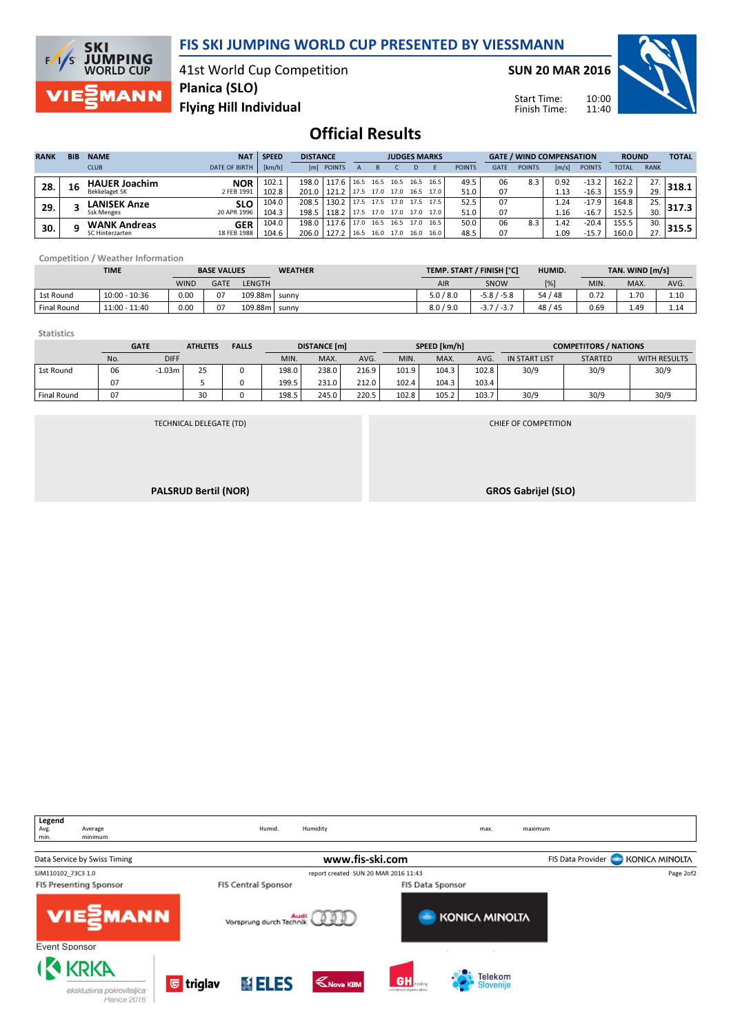# FIS SKI JUMPING WORLD CUP PRESENTED BY VIESSMANN

41st World Cup Competition
**Planica (SLO)**
**Flying Hill Individual**

**SUN 20 MAR 2016**

Start Time: 10:00
Finish Time: 11:40

## Official Results

| RANK | BIB | NAME / CLUB | NAT / DATE OF BIRTH | SPEED [km/h] | DISTANCE [m] | DISTANCE POINTS | A | B | C | D | E | JUDGES POINTS | GATE | GATE POINTS | WIND [m/s] | WIND POINTS | ROUND TOTAL | ROUND RANK | TOTAL |
|---|---|---|---|---|---|---|---|---|---|---|---|---|---|---|---|---|---|---|---|
| 28. | 16 | **HAUER Joachim** Bekkelaget SK | **NOR** 2 FEB 1991 | 102.1 | 198.0 | 117.6 | 16.5 | 16.5 | 16.5 | 16.5 | 16.5 | 49.5 | 06 | 8.3 | 0.92 | -13.2 | 162.2 | 27. | **318.1** |
| | | | | 102.8 | 201.0 | 121.2 | 17.5 | 17.0 | 17.0 | 16.5 | 17.0 | 51.0 | 07 | | 1.13 | -16.3 | 155.9 | 29. | |
| 29. | 3 | **LANISEK Anze** Ssk Menges | **SLO** 20 APR 1996 | 104.0 | 208.5 | 130.2 | 17.5 | 17.5 | 17.0 | 17.5 | 17.5 | 52.5 | 07 | | 1.24 | -17.9 | 164.8 | 25. | **317.3** |
| | | | | 104.3 | 198.5 | 118.2 | 17.5 | 17.0 | 17.0 | 17.0 | 17.0 | 51.0 | 07 | | 1.16 | -16.7 | 152.5 | 30. | |
| 30. | 9 | **WANK Andreas** SC Hinterzarten | **GER** 18 FEB 1988 | 104.0 | 198.0 | 117.6 | 17.0 | 16.5 | 16.5 | 17.0 | 16.5 | 50.0 | 06 | 8.3 | 1.42 | -20.4 | 155.5 | 30. | **315.5** |
| | | | | 104.6 | 206.0 | 127.2 | 16.5 | 16.0 | 17.0 | 16.0 | 16.0 | 48.5 | 07 | | 1.09 | -15.7 | 160.0 | 27. | |

### Competition / Weather Information

| | TIME | BASE VALUES WIND | GATE | LENGTH | WEATHER | TEMP. AIR | TEMP. SNOW | HUMID. [%] | TAN. WIND MIN. | MAX. | AVG. |
|---|---|---|---|---|---|---|---|---|---|---|---|
| 1st Round | 10:00 - 10:36 | 0.00 | 07 | 109.88m | sunny | 5.0 / 8.0 | -5.8 / -5.8 | 54 / 48 | 0.72 | 1.70 | 1.10 |
| Final Round | 11:00 - 11:40 | 0.00 | 07 | 109.88m | sunny | 8.0 / 9.0 | -3.7 / -3.7 | 48 / 45 | 0.69 | 1.49 | 1.14 |

### Statistics

| | GATE No. | GATE DIFF | ATHLETES | FALLS | DISTANCE MIN. | DISTANCE MAX. | DISTANCE AVG. | SPEED MIN. | SPEED MAX. | SPEED AVG. | IN START LIST | STARTED | WITH RESULTS |
|---|---|---|---|---|---|---|---|---|---|---|---|---|---|
| 1st Round | 06 | -1.03m | 25 | 0 | 198.0 | 238.0 | 216.9 | 101.9 | 104.3 | 102.8 | 30/9 | 30/9 | 30/9 |
| | 07 | | 5 | 0 | 199.5 | 231.0 | 212.0 | 102.4 | 104.3 | 103.4 | | | |
| Final Round | 07 | | 30 | 0 | 198.5 | 245.0 | 220.5 | 102.8 | 105.2 | 103.7 | 30/9 | 30/9 | 30/9 |

TECHNICAL DELEGATE (TD)
**PALSRUD Bertil (NOR)**

CHIEF OF COMPETITION
**GROS Gabrijel (SLO)**

**Legend**
Avg. Average
min. minimum
Humid. Humidity
max. maximum

Data Service by Swiss Timing
www.fis-ski.com
FIS Data Provider KONICA MINOLTA
SJM110102_73C3 1.0
report created SUN 20 MAR 2016 11:43